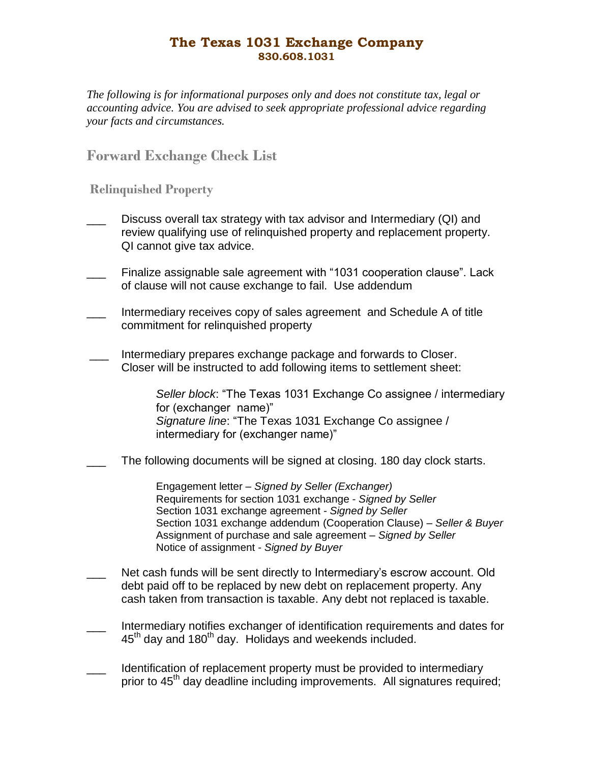# The Texas 1031 Exchange Company

**830.608.1031**

*The following is for informational purposes only and does not constitute tax, legal or accounting advice. You are advised to seek appropriate professional advice regarding your facts and circumstances.*

## Forward Exchange Check List

### Relinquished Property

- ___ Discuss overall tax strategy with tax advisor and Intermediary (QI) and review qualifying use of relinquished property and replacement property. QI cannot give tax advice.

- ___ Finalize assignable sale agreement with "1031 cooperation clause". Lack of clause will not cause exchange to fail. Use addendum

- ___ Intermediary receives copy of sales agreement and Schedule A of title commitment for relinquished property

- ___ Intermediary prepares exchange package and forwards to Closer. Closer will be instructed to add following items to settlement sheet:

  *Seller block*: "The Texas 1031 Exchange Co assignee / intermediary for (exchanger name)"
  *Signature line*: "The Texas 1031 Exchange Co assignee / intermediary for (exchanger name)"

- ___ The following documents will be signed at closing. 180 day clock starts.

  Engagement letter – *Signed by Seller (Exchanger)*
  Requirements for section 1031 exchange - *Signed by Seller*
  Section 1031 exchange agreement - *Signed by Seller*
  Section 1031 exchange addendum (Cooperation Clause) – *Seller & Buyer*
  Assignment of purchase and sale agreement – *Signed by Seller*
  Notice of assignment - *Signed by Buyer*

- ___ Net cash funds will be sent directly to Intermediary's escrow account. Old debt paid off to be replaced by new debt on replacement property. Any cash taken from transaction is taxable. Any debt not replaced is taxable.

- ___ Intermediary notifies exchanger of identification requirements and dates for 45th day and 180th day. Holidays and weekends included.

- ___ Identification of replacement property must be provided to intermediary prior to 45th day deadline including improvements. All signatures required;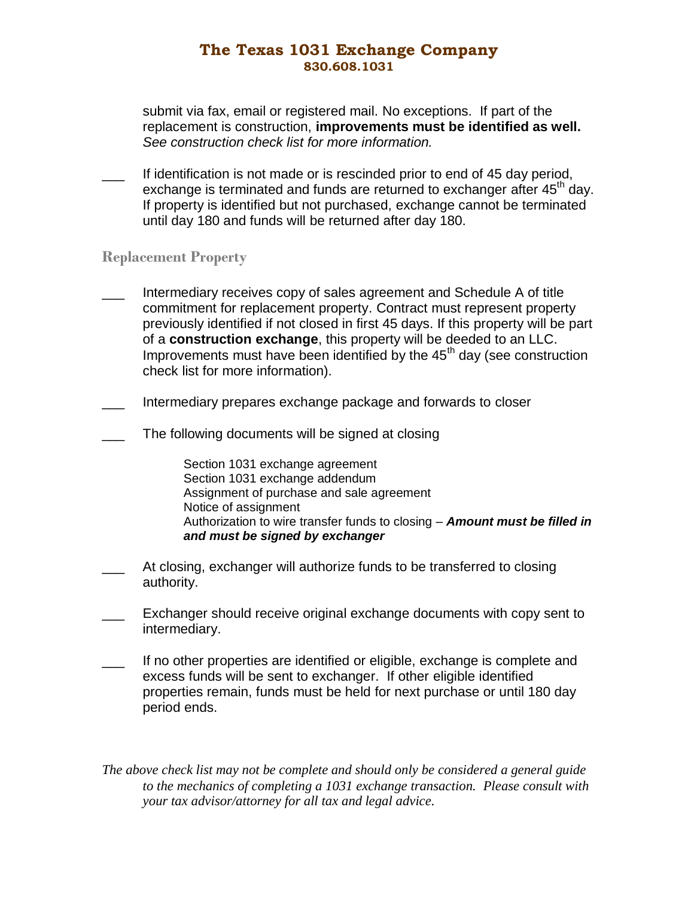submit via fax, email or registered mail. No exceptions. If part of the replacement is construction, **improvements must be identified as well.** *See construction check list for more information.*

___ If identification is not made or is rescinded prior to end of 45 day period, exchange is terminated and funds are returned to exchanger after 45th day. If property is identified but not purchased, exchange cannot be terminated until day 180 and funds will be returned after day 180.

## Replacement Property

___ Intermediary receives copy of sales agreement and Schedule A of title commitment for replacement property. Contract must represent property previously identified if not closed in first 45 days. If this property will be part of a **construction exchange**, this property will be deeded to an LLC. Improvements must have been identified by the 45th day (see construction check list for more information).

___ Intermediary prepares exchange package and forwards to closer

___ The following documents will be signed at closing

Section 1031 exchange agreement
Section 1031 exchange addendum
Assignment of purchase and sale agreement
Notice of assignment
Authorization to wire transfer funds to closing – ***Amount must be filled in and must be signed by exchanger***

___ At closing, exchanger will authorize funds to be transferred to closing authority.

___ Exchanger should receive original exchange documents with copy sent to intermediary.

___ If no other properties are identified or eligible, exchange is complete and excess funds will be sent to exchanger. If other eligible identified properties remain, funds must be held for next purchase or until 180 day period ends.

*The above check list may not be complete and should only be considered a general guide to the mechanics of completing a 1031 exchange transaction. Please consult with your tax advisor/attorney for all tax and legal advice.*